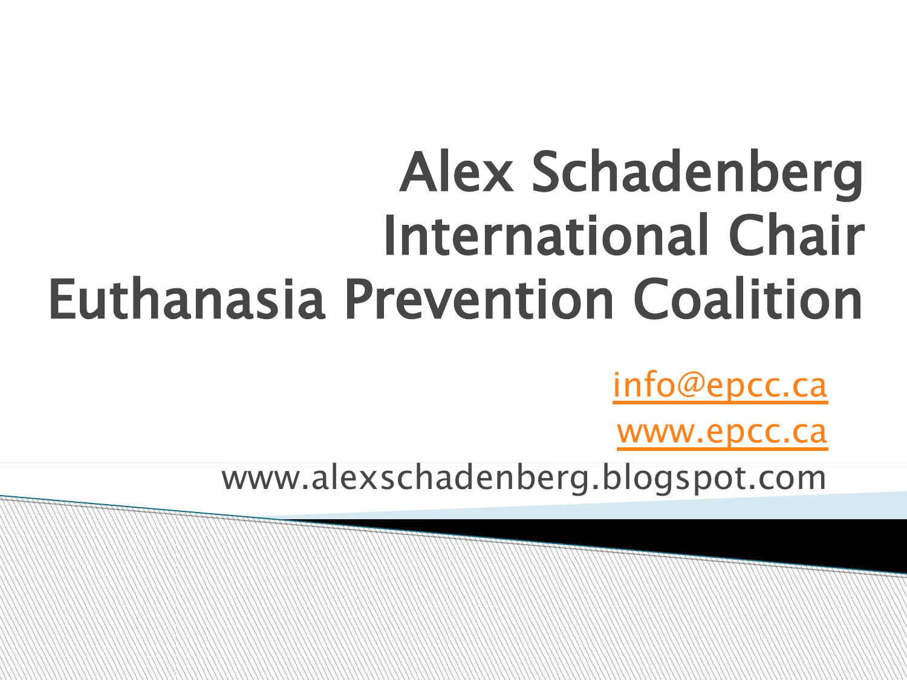# Alex Schadenberg International Chair Euthanasia Prevention Coalition

info@epcc.ca

www.epcc.ca

www.alexschadenberg.blogspot.com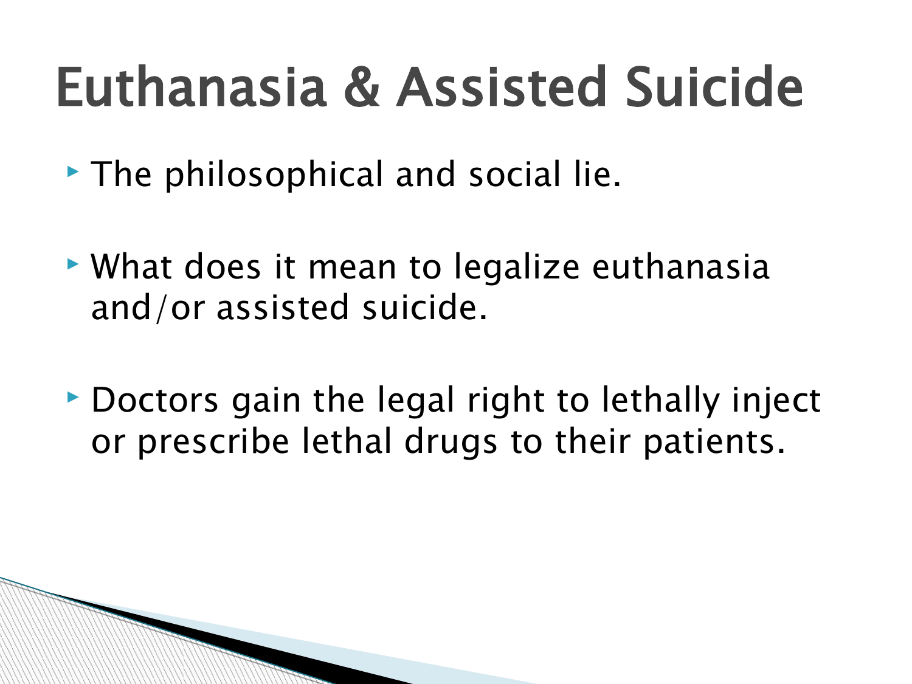# Euthanasia & Assisted Suicide

- The philosophical and social lie.
- What does it mean to legalize euthanasia and/or assisted suicide.
- Doctors gain the legal right to lethally inject or prescribe lethal drugs to their patients.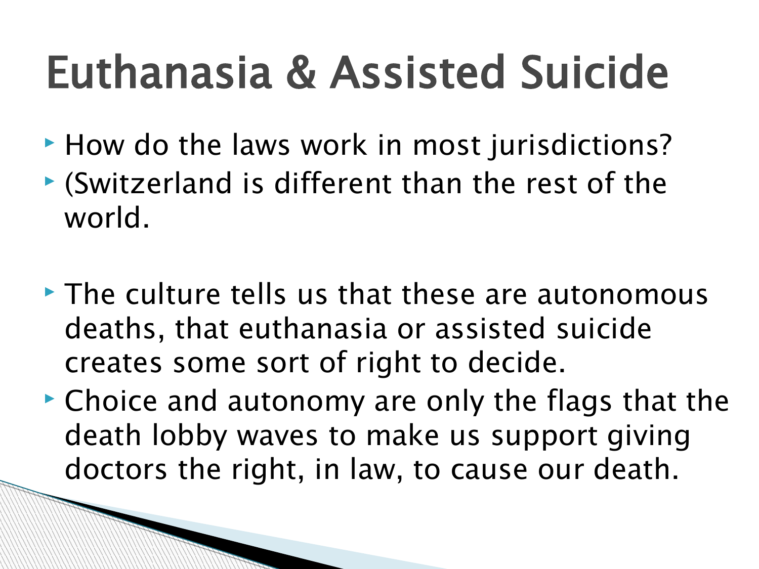# Euthanasia & Assisted Suicide

- How do the laws work in most jurisdictions?
- (Switzerland is different than the rest of the world.

- The culture tells us that these are autonomous deaths, that euthanasia or assisted suicide creates some sort of right to decide.
- Choice and autonomy are only the flags that the death lobby waves to make us support giving doctors the right, in law, to cause our death.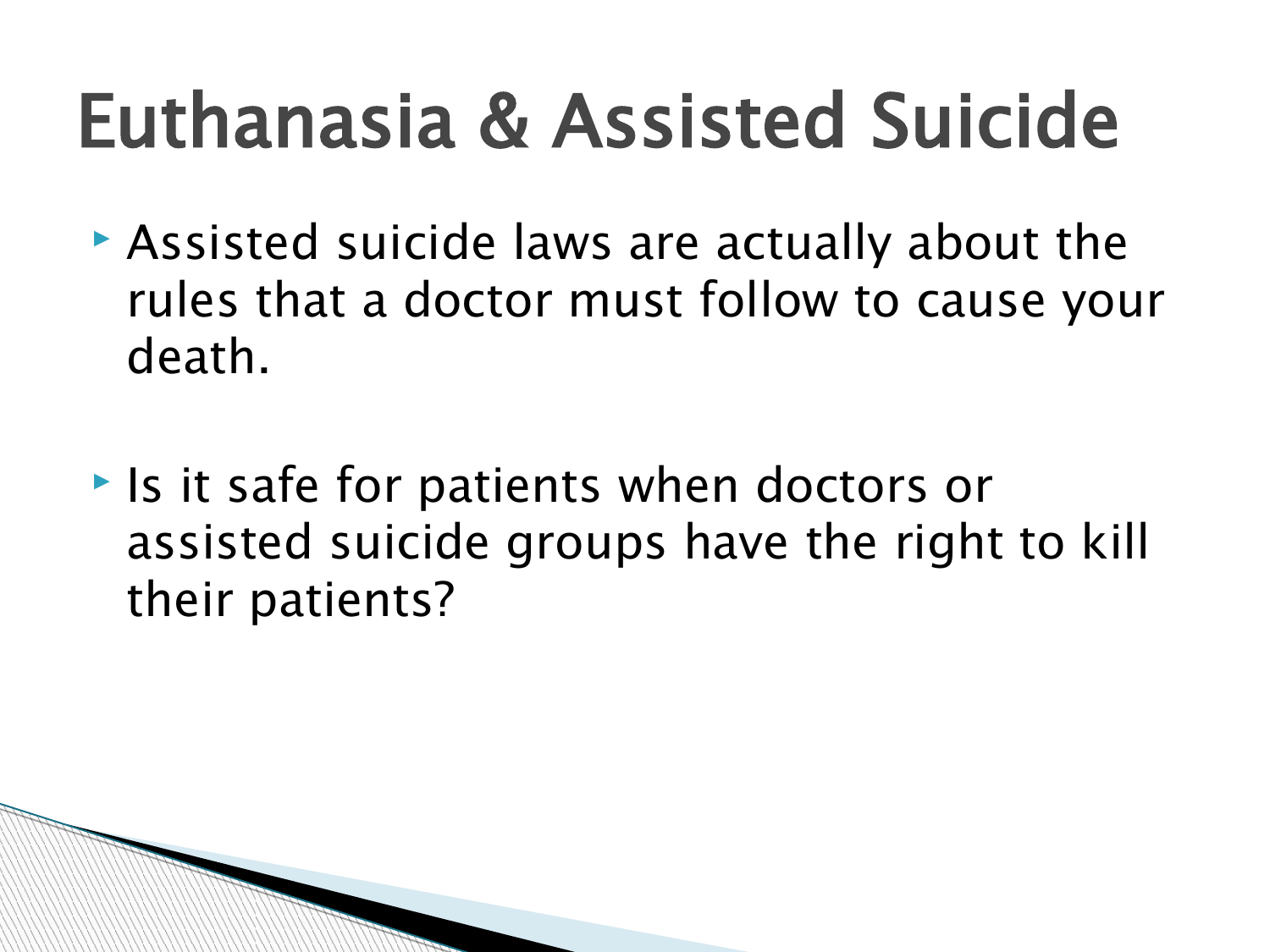# Euthanasia & Assisted Suicide

- Assisted suicide laws are actually about the rules that a doctor must follow to cause your death.

- Is it safe for patients when doctors or assisted suicide groups have the right to kill their patients?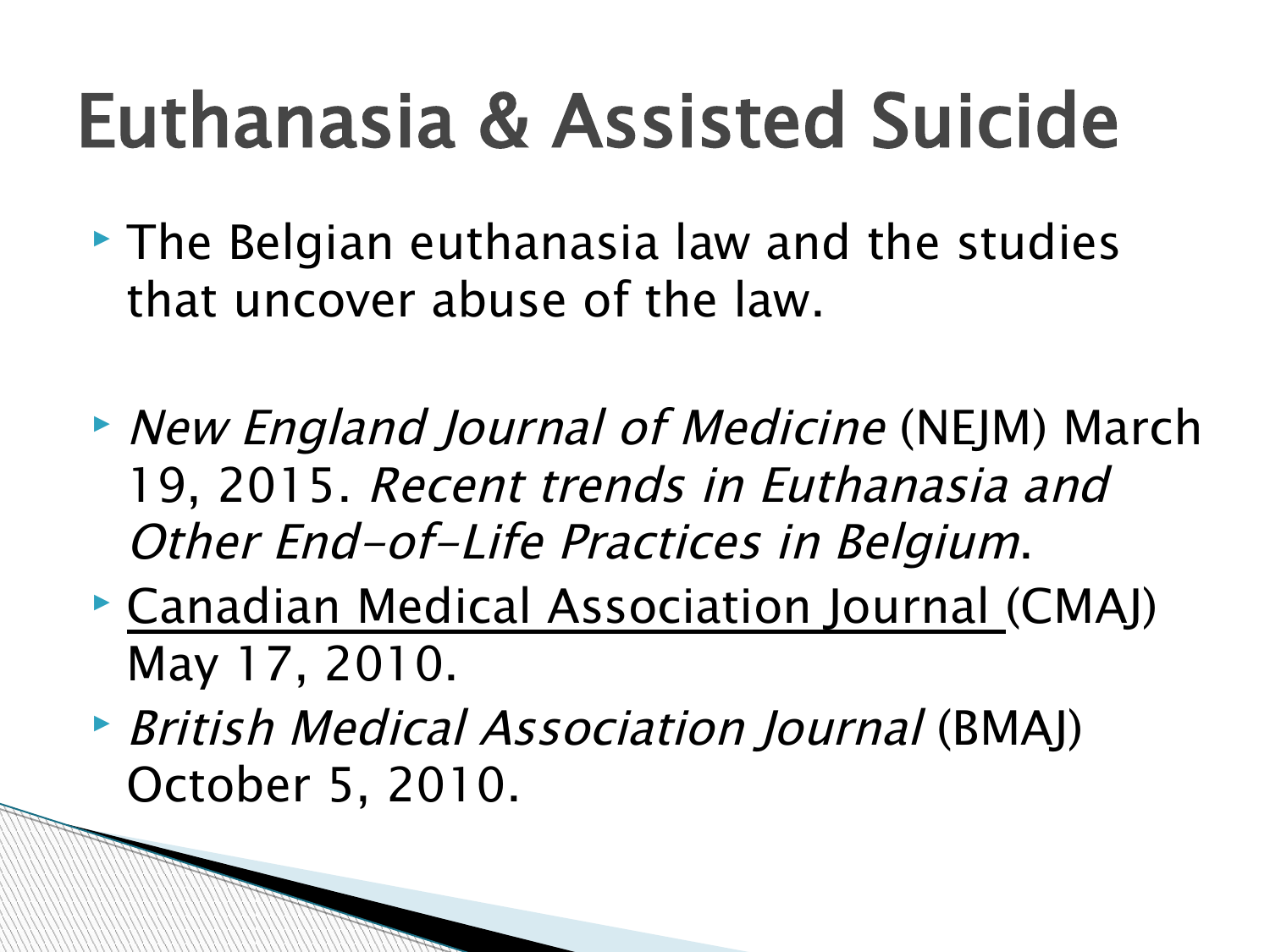# Euthanasia & Assisted Suicide

- The Belgian euthanasia law and the studies that uncover abuse of the law.

- *New England Journal of Medicine* (NEJM) March 19, 2015. *Recent trends in Euthanasia and Other End-of-Life Practices in Belgium*.
- Canadian Medical Association Journal (CMAJ) May 17, 2010.
- *British Medical Association Journal* (BMAJ) October 5, 2010.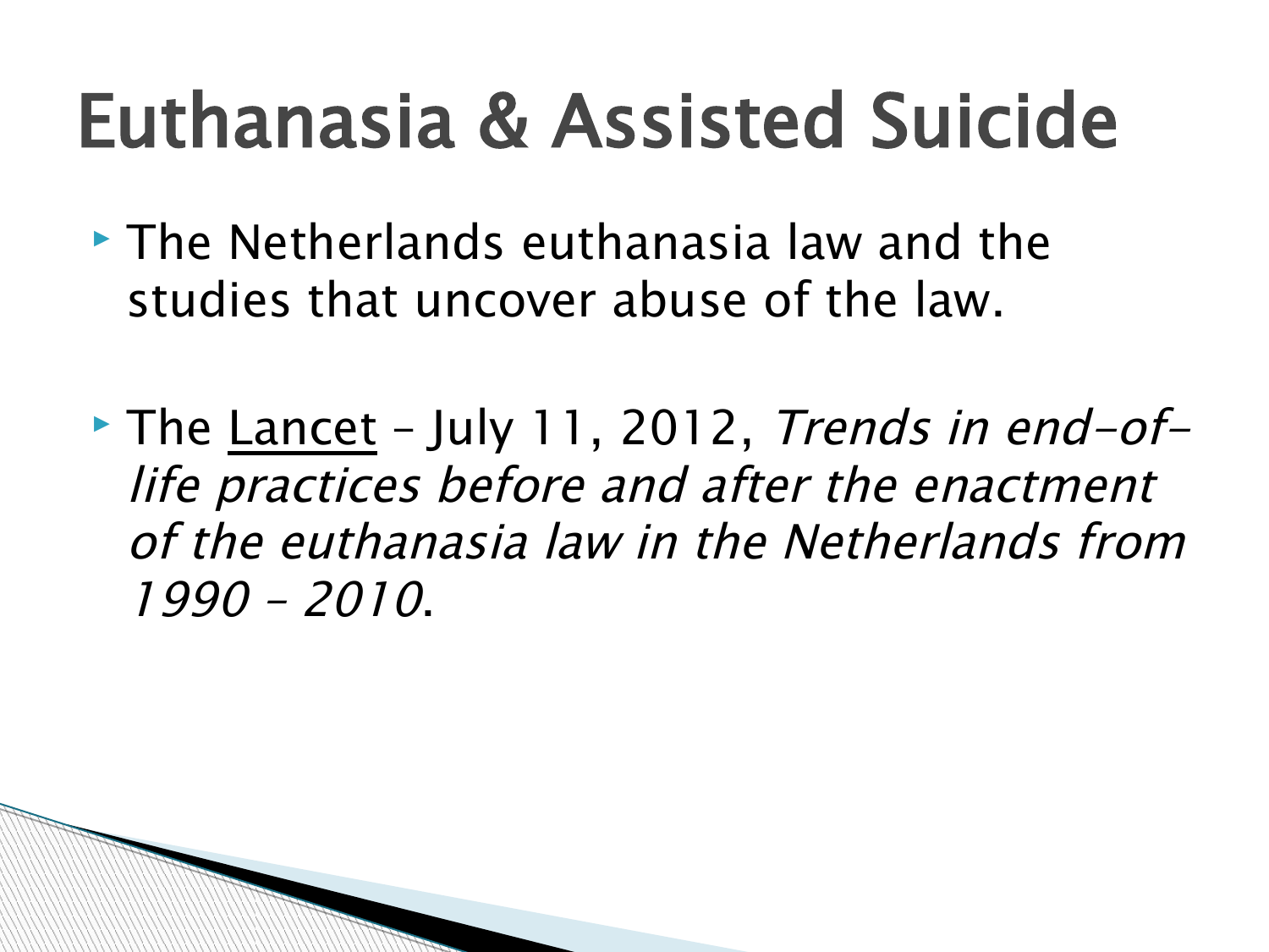# Euthanasia & Assisted Suicide

- The Netherlands euthanasia law and the studies that uncover abuse of the law.

- The Lancet – July 11, 2012, *Trends in end-of-life practices before and after the enactment of the euthanasia law in the Netherlands from 1990 – 2010*.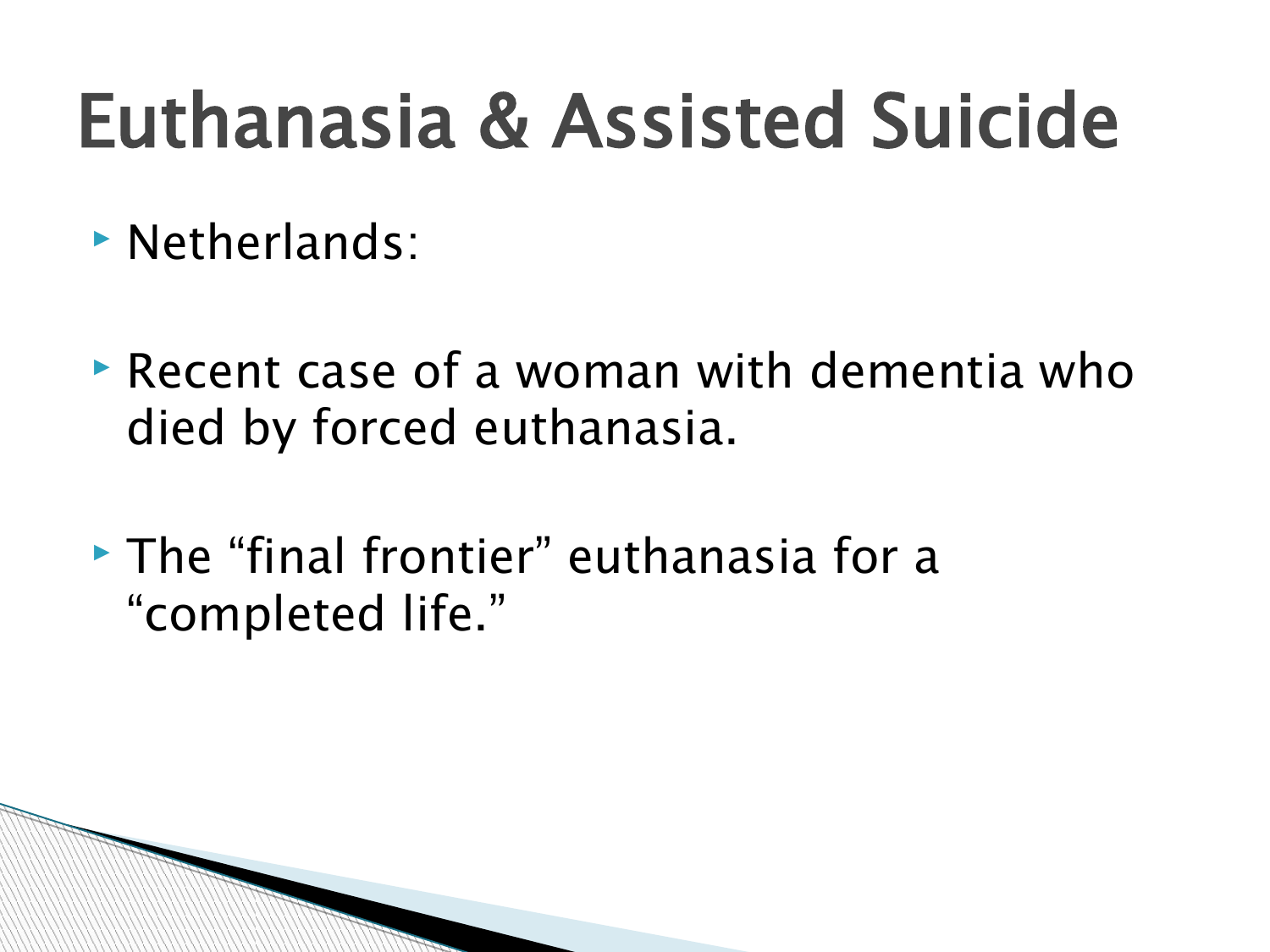# Euthanasia & Assisted Suicide

- Netherlands:
- Recent case of a woman with dementia who died by forced euthanasia.
- The “final frontier” euthanasia for a “completed life.”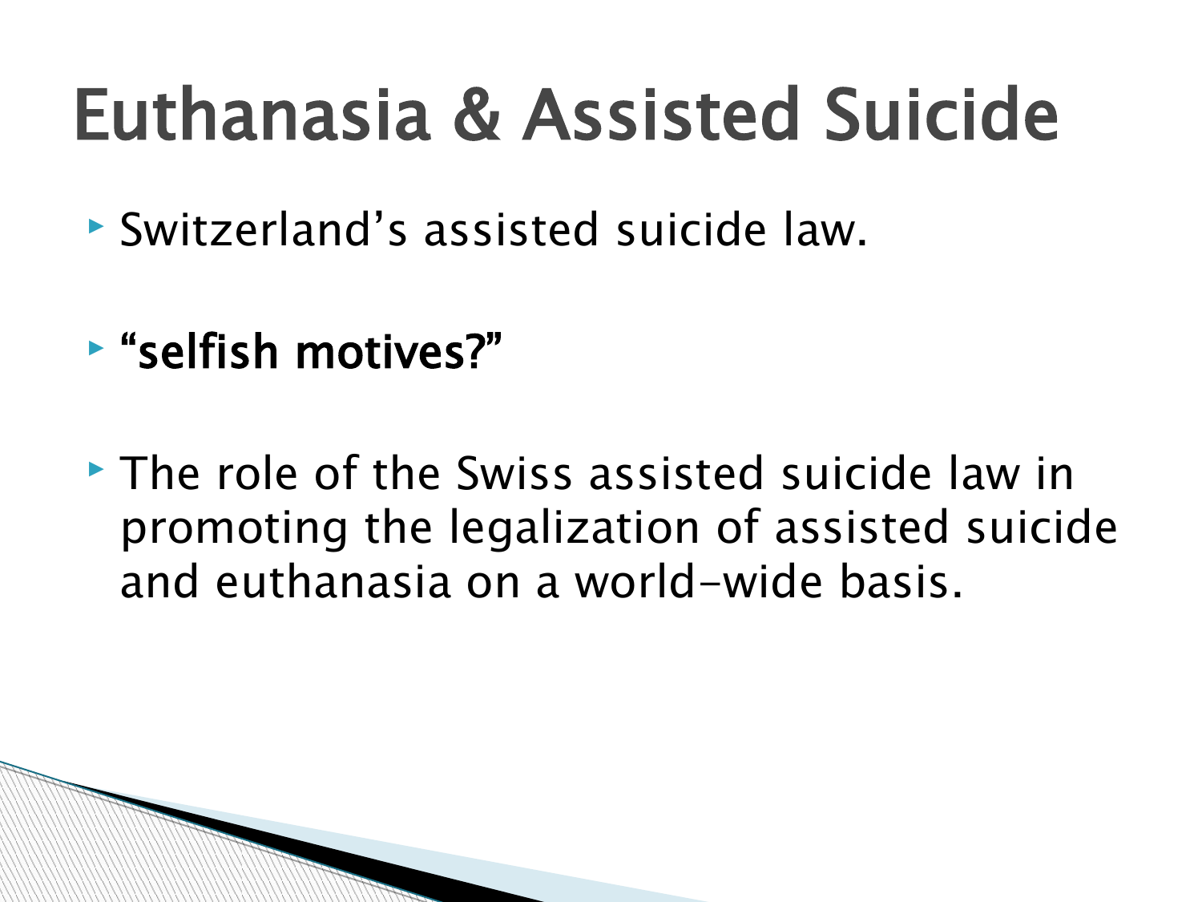# Euthanasia & Assisted Suicide

- Switzerland’s assisted suicide law.
- **“selfish motives?”**
- The role of the Swiss assisted suicide law in promoting the legalization of assisted suicide and euthanasia on a world-wide basis.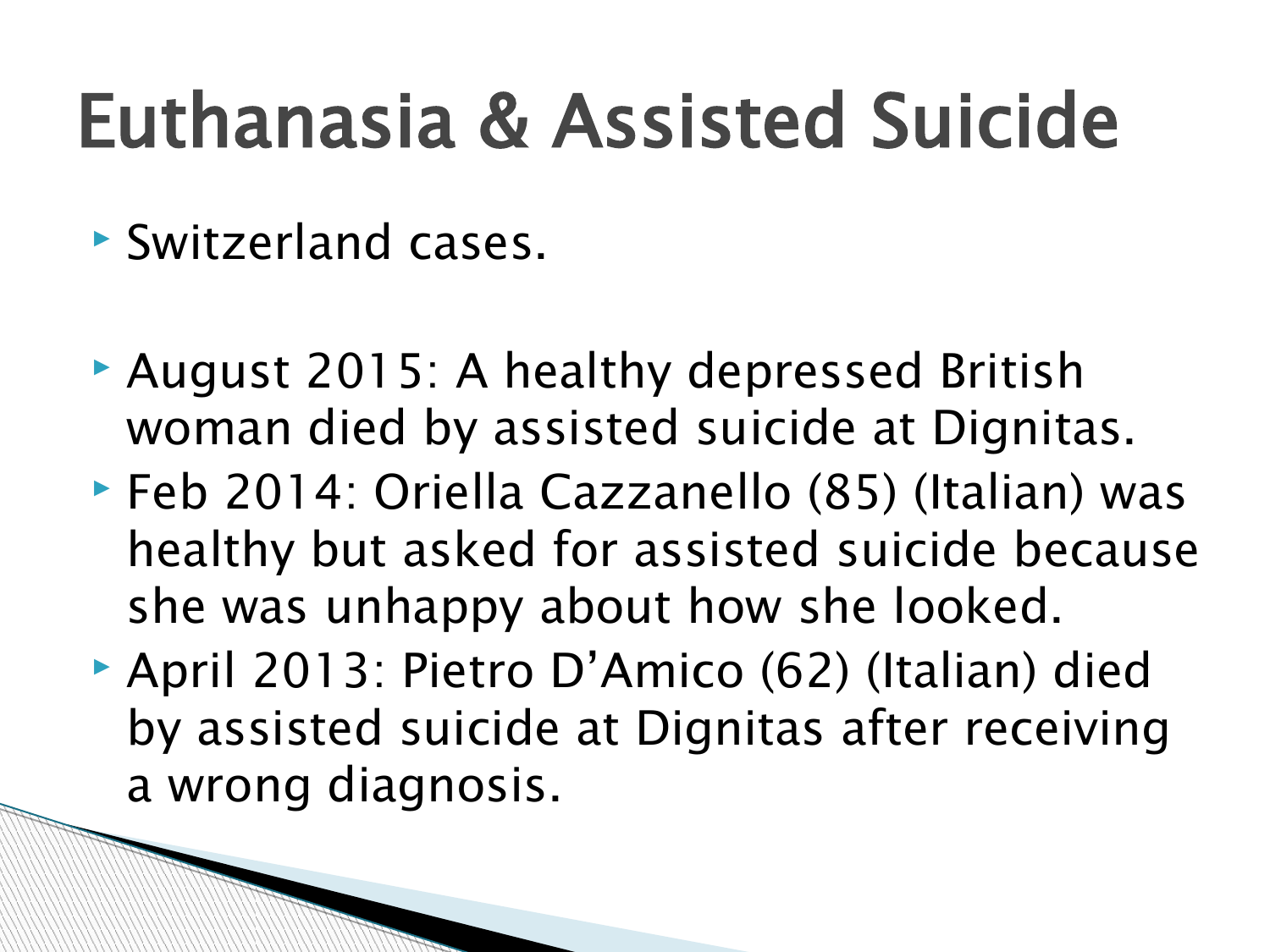# Euthanasia & Assisted Suicide

- Switzerland cases.

- August 2015: A healthy depressed British woman died by assisted suicide at Dignitas.
- Feb 2014: Oriella Cazzanello (85) (Italian) was healthy but asked for assisted suicide because she was unhappy about how she looked.
- April 2013: Pietro D'Amico (62) (Italian) died by assisted suicide at Dignitas after receiving a wrong diagnosis.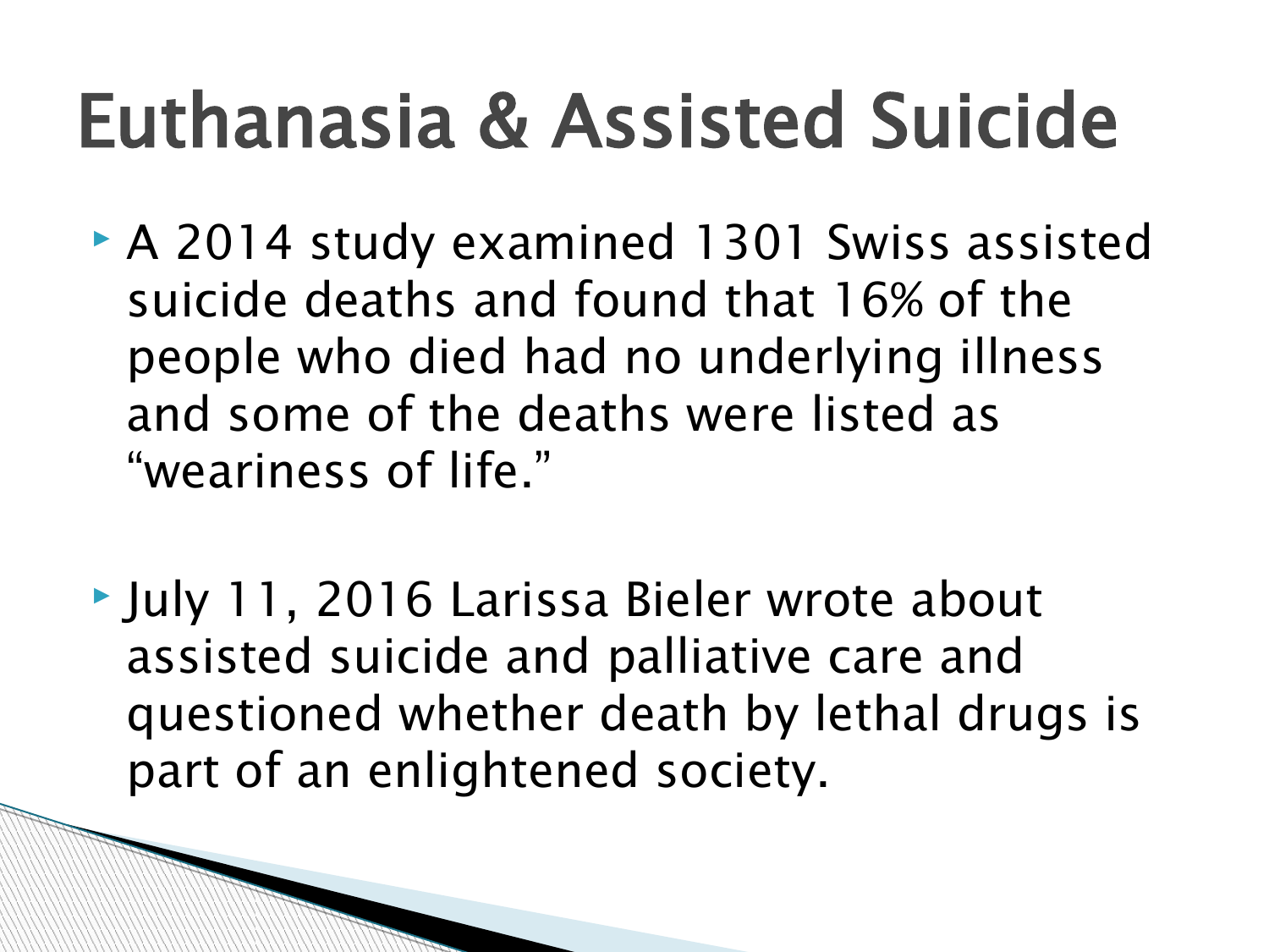# Euthanasia & Assisted Suicide

- A 2014 study examined 1301 Swiss assisted suicide deaths and found that 16% of the people who died had no underlying illness and some of the deaths were listed as "weariness of life."

- July 11, 2016 Larissa Bieler wrote about assisted suicide and palliative care and questioned whether death by lethal drugs is part of an enlightened society.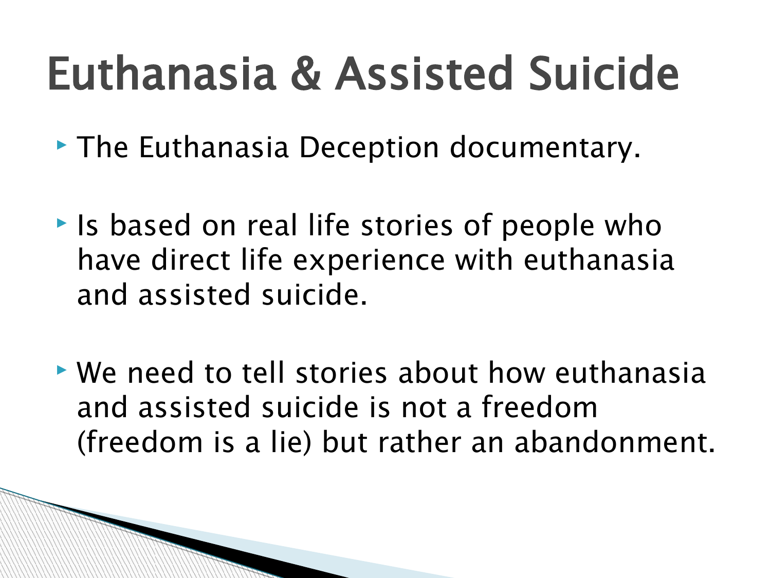# Euthanasia & Assisted Suicide

- The Euthanasia Deception documentary.
- Is based on real life stories of people who have direct life experience with euthanasia and assisted suicide.
- We need to tell stories about how euthanasia and assisted suicide is not a freedom (freedom is a lie) but rather an abandonment.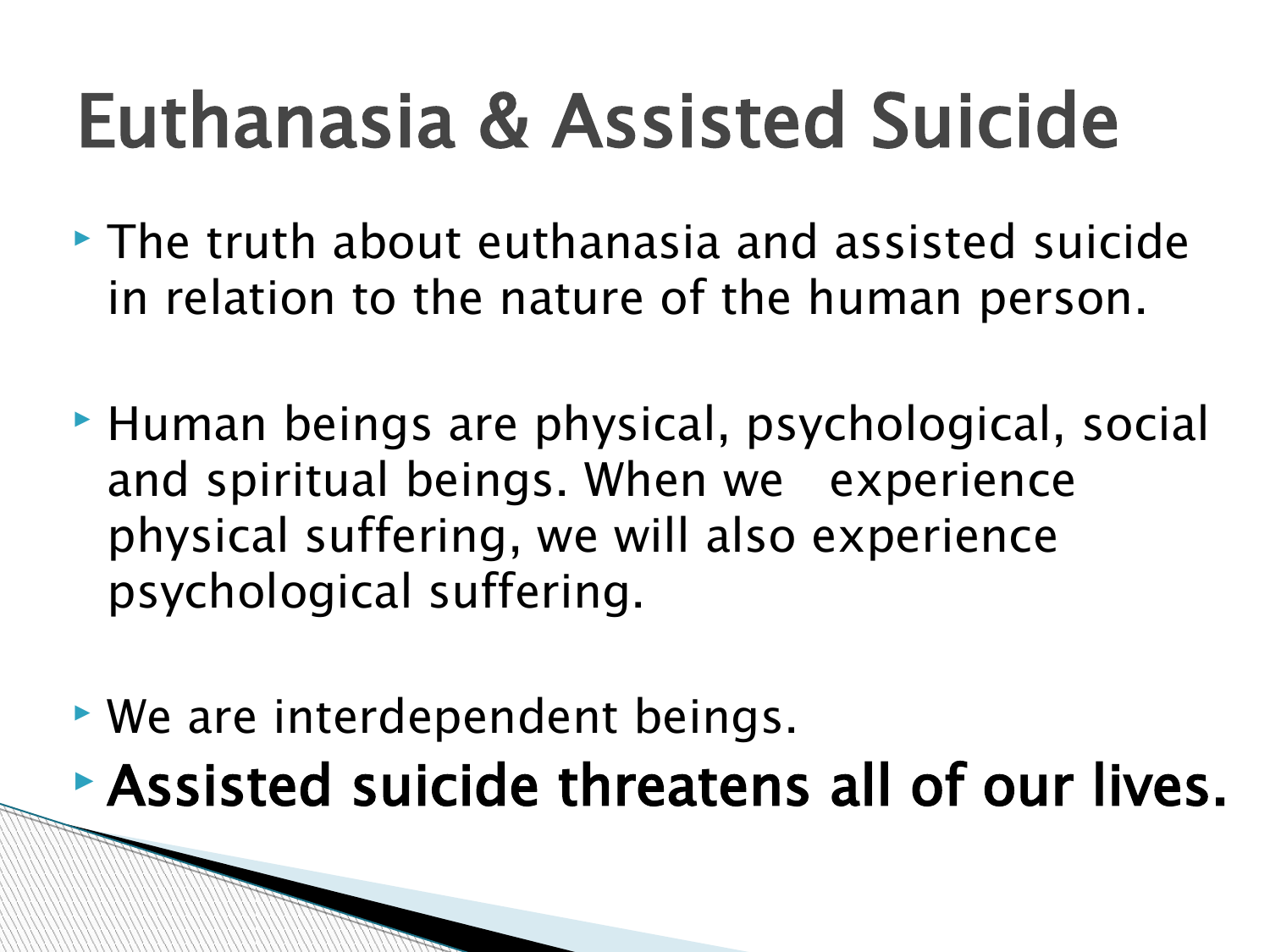# Euthanasia & Assisted Suicide

- The truth about euthanasia and assisted suicide in relation to the nature of the human person.
- Human beings are physical, psychological, social and spiritual beings. When we experience physical suffering, we will also experience psychological suffering.
- We are interdependent beings.
- **Assisted suicide threatens all of our lives.**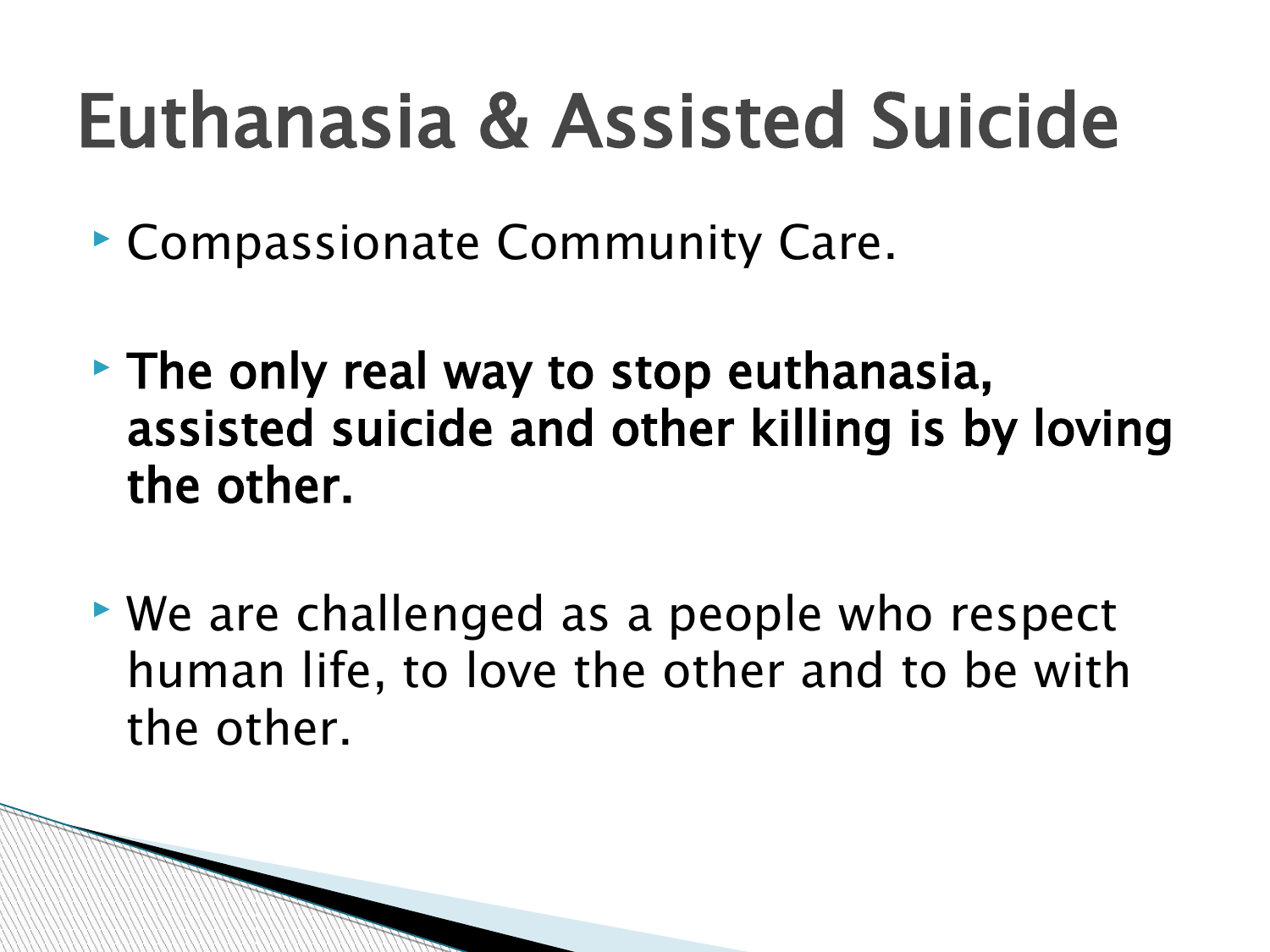# Euthanasia & Assisted Suicide

- Compassionate Community Care.
- **The only real way to stop euthanasia, assisted suicide and other killing is by loving the other.**
- We are challenged as a people who respect human life, to love the other and to be with the other.